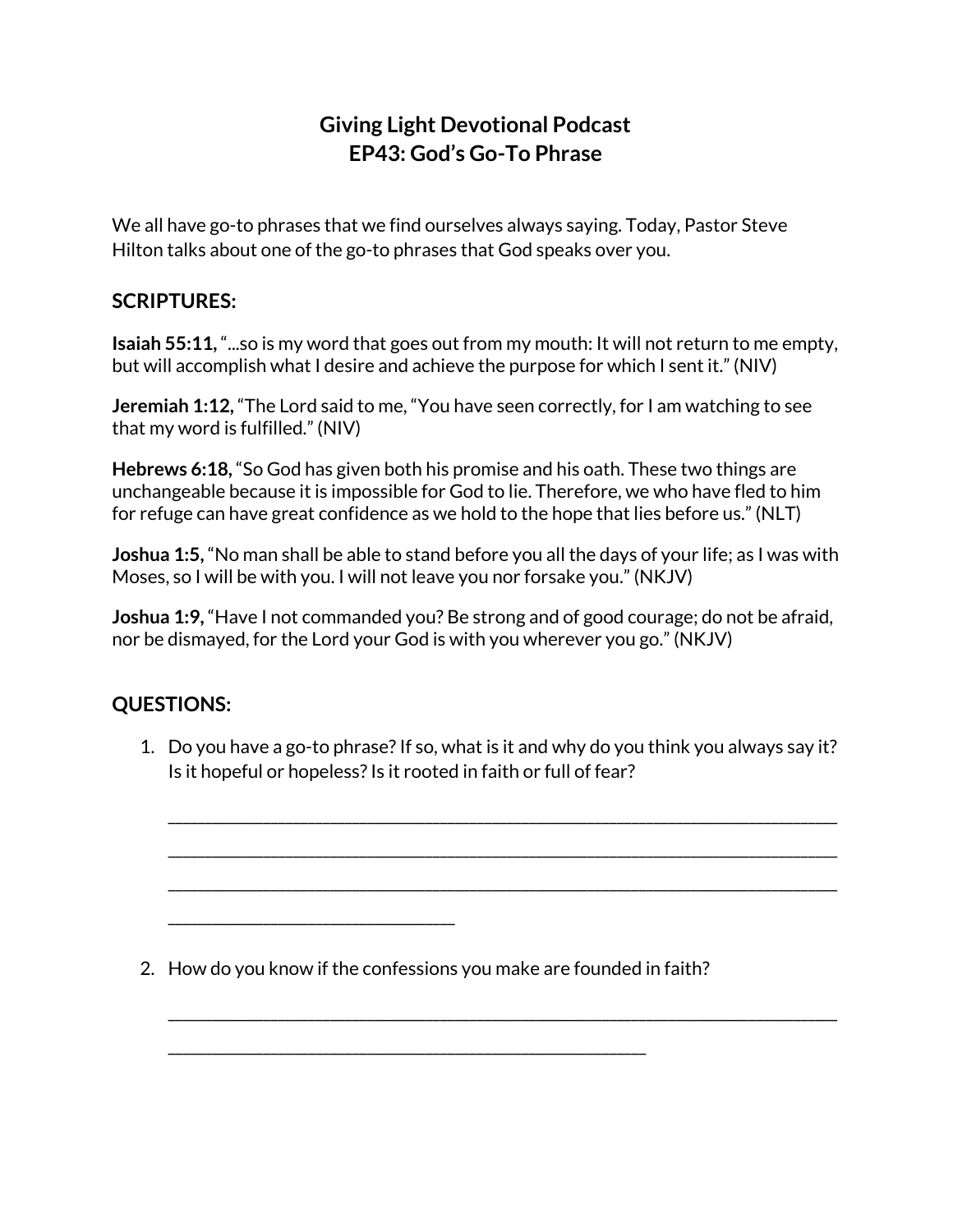# Giving Light Devotional Podcast
# EP43: God's Go-To Phrase

We all have go-to phrases that we find ourselves always saying. Today, Pastor Steve Hilton talks about one of the go-to phrases that God speaks over you.

## SCRIPTURES:

**Isaiah 55:11,** "...so is my word that goes out from my mouth: It will not return to me empty, but will accomplish what I desire and achieve the purpose for which I sent it." (NIV)

**Jeremiah 1:12,** "The Lord said to me, "You have seen correctly, for I am watching to see that my word is fulfilled." (NIV)

**Hebrews 6:18,** "So God has given both his promise and his oath. These two things are unchangeable because it is impossible for God to lie. Therefore, we who have fled to him for refuge can have great confidence as we hold to the hope that lies before us." (NLT)

**Joshua 1:5,** "No man shall be able to stand before you all the days of your life; as I was with Moses, so I will be with you. I will not leave you nor forsake you." (NKJV)

**Joshua 1:9,** "Have I not commanded you? Be strong and of good courage; do not be afraid, nor be dismayed, for the Lord your God is with you wherever you go." (NKJV)

## QUESTIONS:

1. Do you have a go-to phrase? If so, what is it and why do you think you always say it? Is it hopeful or hopeless? Is it rooted in faith or full of fear?

   ______________________________________________________________________________

   ______________________________________________________________________________

   ______________________________________________________________________________

   _________________________________

2. How do you know if the confessions you make are founded in faith?

   ______________________________________________________________________________

   _______________________________________________________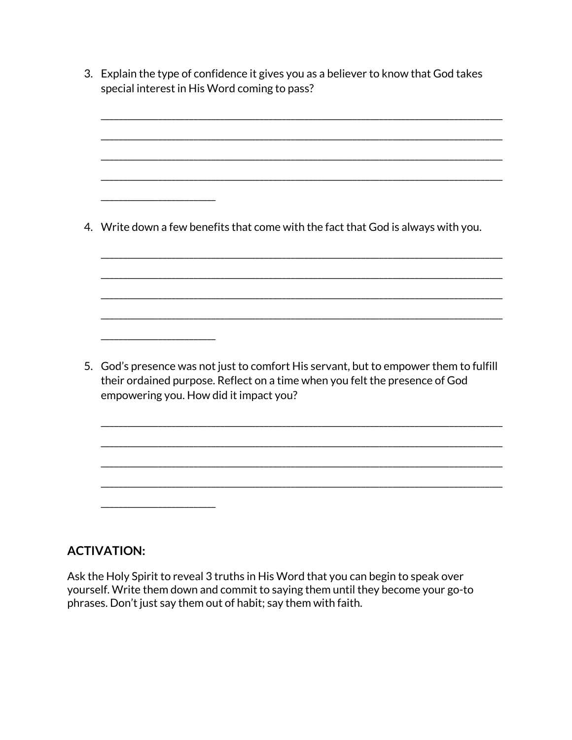3. Explain the type of confidence it gives you as a believer to know that God takes special interest in His Word coming to pass?

   ___________________________________________________________________________

   ___________________________________________________________________________

   ___________________________________________________________________________

   ___________________________________________________________________________

   ____________________

4. Write down a few benefits that come with the fact that God is always with you.

   ___________________________________________________________________________

   ___________________________________________________________________________

   ___________________________________________________________________________

   ___________________________________________________________________________

   ____________________

5. God's presence was not just to comfort His servant, but to empower them to fulfill their ordained purpose. Reflect on a time when you felt the presence of God empowering you. How did it impact you?

   ___________________________________________________________________________

   ___________________________________________________________________________

   ___________________________________________________________________________

   ___________________________________________________________________________

   ____________________

## ACTIVATION:

Ask the Holy Spirit to reveal 3 truths in His Word that you can begin to speak over yourself. Write them down and commit to saying them until they become your go-to phrases. Don't just say them out of habit; say them with faith.